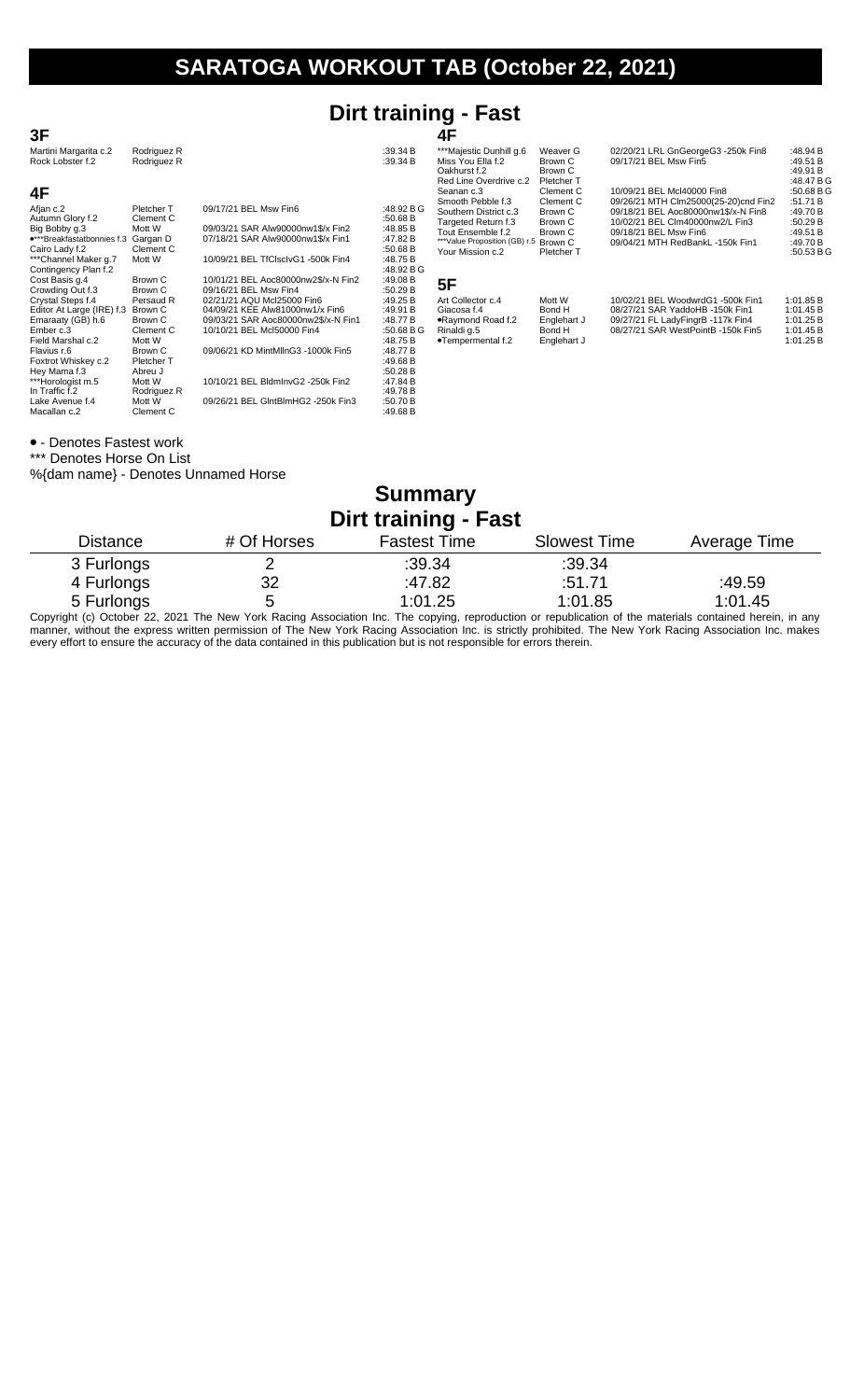# SARATOGA WORKOUT TAB (October 22, 2021)

## Dirt training - Fast

### 3F

| Horse | Trainer | Last Race | Time |
|---|---|---|---|
| Martini Margarita c.2 | Rodriguez R | | :39.34 B |
| Rock Lobster f.2 | Rodriguez R | | :39.34 B |

### 4F

| Horse | Trainer | Last Race | Time |
|---|---|---|---|
| Afjan c.2 | Pletcher T | 09/17/21 BEL Msw Fin6 | :48.92 B G |
| Autumn Glory f.2 | Clement C | | :50.68 B |
| Big Bobby g.3 | Mott W | 09/03/21 SAR Alw90000nw1$/x Fin2 | :48.85 B |
| •***Breakfastatbonnies f.3 | Gargan D | 07/18/21 SAR Alw90000nw1$/x Fin1 | :47.82 B |
| Cairo Lady f.2 | Clement C | | :50.68 B |
| ***Channel Maker g.7 | Mott W | 10/09/21 BEL TfClsclvG1 -500k Fin4 | :48.75 B |
| Contingency Plan f.2 | | | :48.92 B G |
| Cost Basis g.4 | Brown C | 10/01/21 BEL Aoc80000nw2$/x-N Fin2 | :49.08 B |
| Crowding Out f.3 | Brown C | 09/16/21 BEL Msw Fin4 | :50.29 B |
| Crystal Steps f.4 | Persaud R | 02/21/21 AQU Mcl25000 Fin6 | :49.25 B |
| Editor At Large (IRE) f.3 | Brown C | 04/09/21 KEE Alw81000nw1/x Fin6 | :49.91 B |
| Emaraaty (GB) h.6 | Brown C | 09/03/21 SAR Aoc80000nw2$/x-N Fin1 | :48.77 B |
| Ember c.3 | Clement C | 10/10/21 BEL Mcl50000 Fin4 | :50.68 B G |
| Field Marshal c.2 | Mott W | | :48.75 B |
| Flavius r.6 | Brown C | 09/06/21 KD MintMllnG3 -1000k Fin5 | :48.77 B |
| Foxtrot Whiskey c.2 | Pletcher T | | :49.68 B |
| Hey Mama f.3 | Abreu J | | :50.28 B |
| ***Horologist m.5 | Mott W | 10/10/21 BEL BldmInvG2 -250k Fin2 | :47.84 B |
| In Traffic f.2 | Rodriguez R | | :49.78 B |
| Lake Avenue f.4 | Mott W | 09/26/21 BEL GlntBlmHG2 -250k Fin3 | :50.70 B |
| Macallan c.2 | Clement C | | :49.68 B |
| ***Majestic Dunhill g.6 | Weaver G | 02/20/21 LRL GnGeorgeG3 -250k Fin8 | :48.94 B |
| Miss You Ella f.2 | Brown C | 09/17/21 BEL Msw Fin5 | :49.51 B |
| Oakhurst f.2 | Brown C | | :49.91 B |
| Red Line Overdrive c.2 | Pletcher T | | :48.47 B G |
| Seanan c.3 | Clement C | 10/09/21 BEL Mcl40000 Fin8 | :50.68 B G |
| Smooth Pebble f.3 | Clement C | 09/26/21 MTH Clm25000(25-20)cnd Fin2 | :51.71 B |
| Southern District c.3 | Brown C | 09/18/21 BEL Aoc80000nw1$/x-N Fin8 | :49.70 B |
| Targeted Return f.3 | Brown C | 10/02/21 BEL Clm40000nw2/L Fin3 | :50.29 B |
| Tout Ensemble f.2 | Brown C | 09/18/21 BEL Msw Fin6 | :49.51 B |
| ***Value Proposition (GB) r.5 | Brown C | 09/04/21 MTH RedBankL -150k Fin1 | :49.70 B |
| Your Mission c.2 | Pletcher T | | :50.53 B G |

### 5F

| Horse | Trainer | Last Race | Time |
|---|---|---|---|
| Art Collector c.4 | Mott W | 10/02/21 BEL WoodwrdG1 -500k Fin1 | 1:01.85 B |
| Giacosa f.4 | Bond H | 08/27/21 SAR YaddoHB -150k Fin1 | 1:01.45 B |
| •Raymond Road f.2 | Englehart J | 09/27/21 FL LadyFingrB -117k Fin4 | 1:01.25 B |
| Rinaldi g.5 | Bond H | 08/27/21 SAR WestPointB -150k Fin5 | 1:01.45 B |
| •Tempermental f.2 | Englehart J | | 1:01.25 B |

• - Denotes Fastest work

*** Denotes Horse On List

%{dam name} - Denotes Unnamed Horse

## Summary
## Dirt training - Fast

| Distance | # Of Horses | Fastest Time | Slowest Time | Average Time |
|---|---|---|---|---|
| 3 Furlongs | 2 | :39.34 | :39.34 | |
| 4 Furlongs | 32 | :47.82 | :51.71 | :49.59 |
| 5 Furlongs | 5 | 1:01.25 | 1:01.85 | 1:01.45 |

Copyright (c) October 22, 2021 The New York Racing Association Inc. The copying, reproduction or republication of the materials contained herein, in any manner, without the express written permission of The New York Racing Association Inc. is strictly prohibited. The New York Racing Association Inc. makes every effort to ensure the accuracy of the data contained in this publication but is not responsible for errors therein.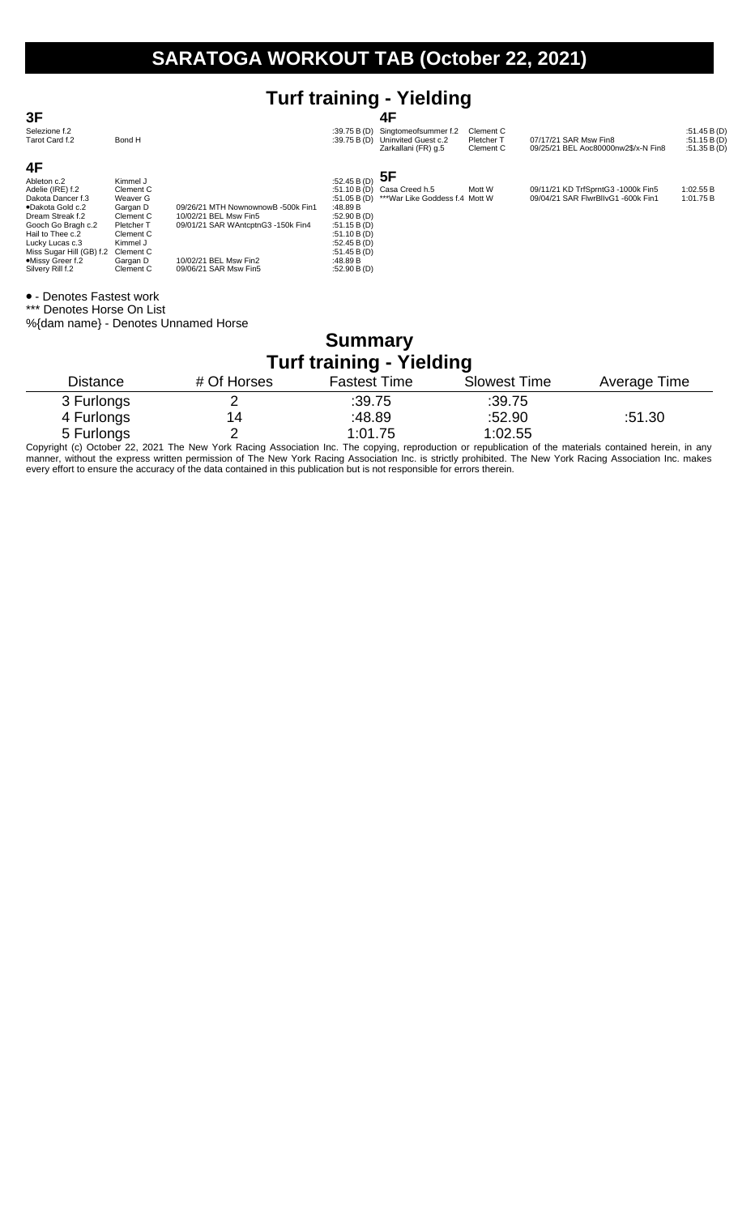# SARATOGA WORKOUT TAB (October 22, 2021)

## Turf training - Yielding

### 3F

| | | | |
|---|---|---|---|
| Selezione f.2 | | | :39.75 B (D) |
| Tarot Card f.2 | Bond H | | :39.75 B (D) |

### 4F

| | | | |
|---|---|---|---|
| Ableton c.2 | Kimmel J | | :52.45 B (D) |
| Adelie (IRE) f.2 | Clement C | | :51.10 B (D) |
| Dakota Dancer f.3 | Weaver G | | :51.05 B (D) |
| •Dakota Gold c.2 | Gargan D | 09/26/21 MTH NownownowB -500k Fin1 | :48.89 B |
| Dream Streak f.2 | Clement C | 10/02/21 BEL Msw Fin5 | :52.90 B (D) |
| Gooch Go Bragh c.2 | Pletcher T | 09/01/21 SAR WAntcptnG3 -150k Fin4 | :51.15 B (D) |
| Hail to Thee c.2 | Clement C | | :51.10 B (D) |
| Lucky Lucas c.3 | Kimmel J | | :52.45 B (D) |
| Miss Sugar Hill (GB) f.2 | Clement C | | :51.45 B (D) |
| •Missy Greer f.2 | Gargan D | 10/02/21 BEL Msw Fin2 | :48.89 B |
| Silvery Rill f.2 | Clement C | 09/06/21 SAR Msw Fin5 | :52.90 B (D) |
| Singtomeofsummer f.2 | Clement C | | :51.45 B (D) |
| Uninvited Guest c.2 | Pletcher T | 07/17/21 SAR Msw Fin8 | :51.15 B (D) |
| Zarkallani (FR) g.5 | Clement C | 09/25/21 BEL Aoc80000nw2$/x-N Fin8 | :51.35 B (D) |

### 5F

| | | | |
|---|---|---|---|
| Casa Creed h.5 | Mott W | 09/11/21 KD TrfSprntG3 -1000k Fin5 | 1:02.55 B |
| ***War Like Goddess f.4 | Mott W | 09/04/21 SAR FlwrBllvG1 -600k Fin1 | 1:01.75 B |

● - Denotes Fastest work

*** Denotes Horse On List

%{dam name} - Denotes Unnamed Horse

## Summary
## Turf training - Yielding

| Distance | # Of Horses | Fastest Time | Slowest Time | Average Time |
|---|---|---|---|---|
| 3 Furlongs | 2 | :39.75 | :39.75 | |
| 4 Furlongs | 14 | :48.89 | :52.90 | :51.30 |
| 5 Furlongs | 2 | 1:01.75 | 1:02.55 | |

Copyright (c) October 22, 2021 The New York Racing Association Inc. The copying, reproduction or republication of the materials contained herein, in any manner, without the express written permission of The New York Racing Association Inc. is strictly prohibited. The New York Racing Association Inc. makes every effort to ensure the accuracy of the data contained in this publication but is not responsible for errors therein.